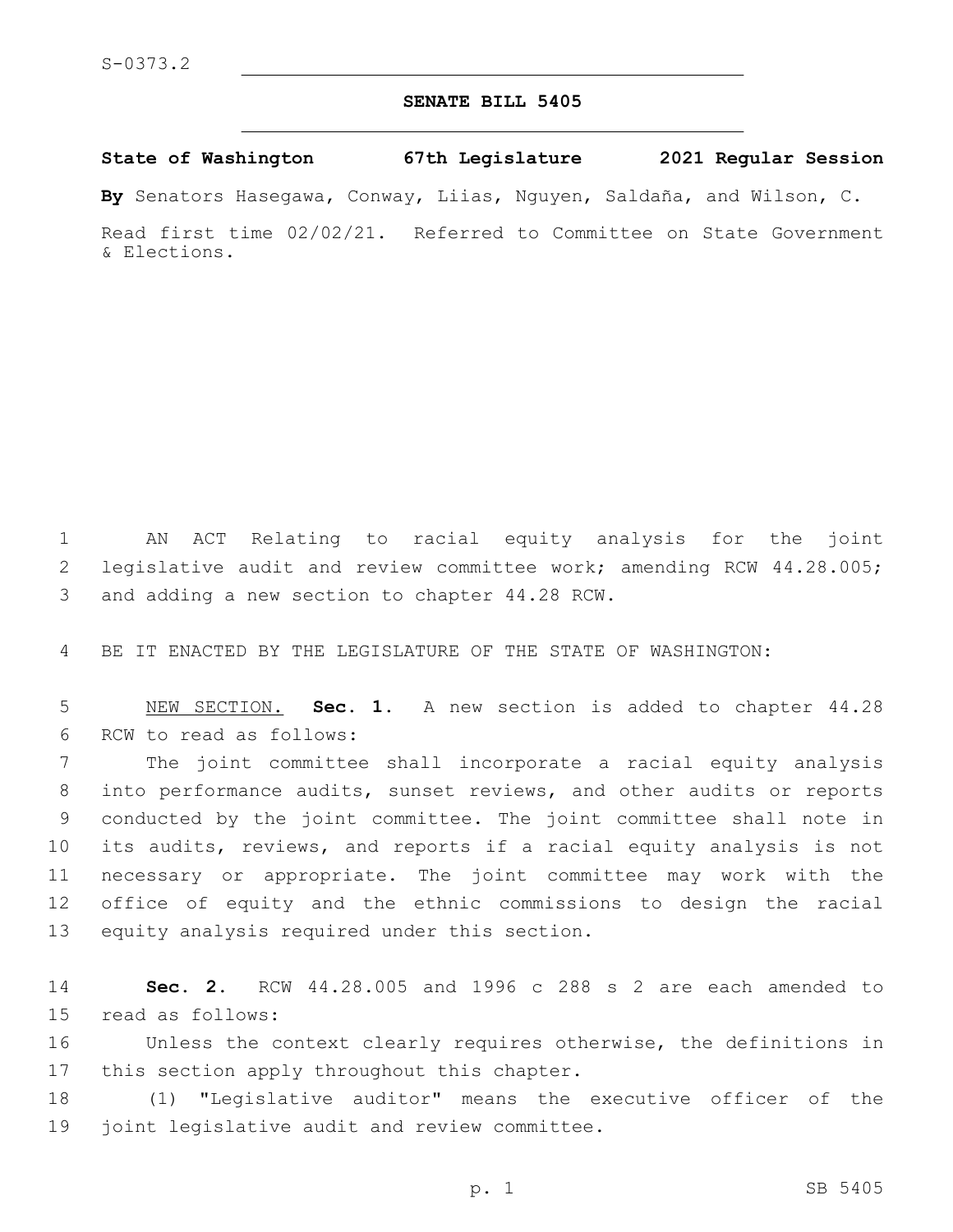S-0373.2

# SENATE BILL 5405

**State of Washington 67th Legislature 2021 Regular Session**

**By** Senators Hasegawa, Conway, Liias, Nguyen, Saldaña, and Wilson, C.

Read first time 02/02/21. Referred to Committee on State Government & Elections.

AN ACT Relating to racial equity analysis for the joint legislative audit and review committee work; amending RCW 44.28.005; and adding a new section to chapter 44.28 RCW.

BE IT ENACTED BY THE LEGISLATURE OF THE STATE OF WASHINGTON:

NEW SECTION. **Sec. 1.** A new section is added to chapter 44.28 RCW to read as follows:

The joint committee shall incorporate a racial equity analysis into performance audits, sunset reviews, and other audits or reports conducted by the joint committee. The joint committee shall note in its audits, reviews, and reports if a racial equity analysis is not necessary or appropriate. The joint committee may work with the office of equity and the ethnic commissions to design the racial equity analysis required under this section.

**Sec. 2.** RCW 44.28.005 and 1996 c 288 s 2 are each amended to read as follows:

Unless the context clearly requires otherwise, the definitions in this section apply throughout this chapter.

(1) "Legislative auditor" means the executive officer of the joint legislative audit and review committee.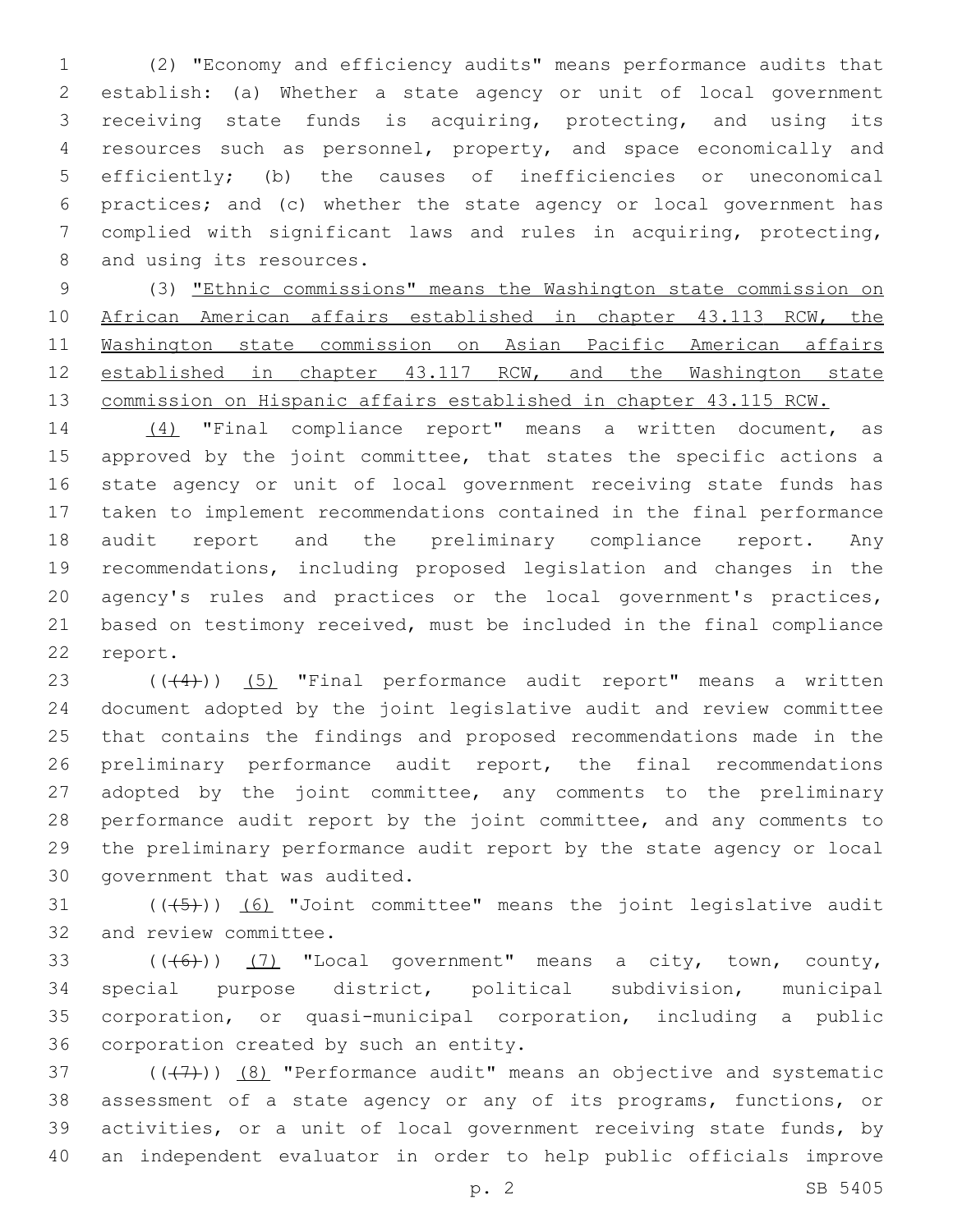(2) "Economy and efficiency audits" means performance audits that establish: (a) Whether a state agency or unit of local government receiving state funds is acquiring, protecting, and using its resources such as personnel, property, and space economically and efficiently; (b) the causes of inefficiencies or uneconomical practices; and (c) whether the state agency or local government has complied with significant laws and rules in acquiring, protecting, and using its resources.

(3) <u>"Ethnic commissions" means the Washington state commission on African American affairs established in chapter 43.113 RCW, the Washington state commission on Asian Pacific American affairs established in chapter 43.117 RCW, and the Washington state commission on Hispanic affairs established in chapter 43.115 RCW.</u>

<u>(4)</u> "Final compliance report" means a written document, as approved by the joint committee, that states the specific actions a state agency or unit of local government receiving state funds has taken to implement recommendations contained in the final performance audit report and the preliminary compliance report. Any recommendations, including proposed legislation and changes in the agency's rules and practices or the local government's practices, based on testimony received, must be included in the final compliance report.

((~~(4)~~)) <u>(5)</u> "Final performance audit report" means a written document adopted by the joint legislative audit and review committee that contains the findings and proposed recommendations made in the preliminary performance audit report, the final recommendations adopted by the joint committee, any comments to the preliminary performance audit report by the joint committee, and any comments to the preliminary performance audit report by the state agency or local government that was audited.

((~~(5)~~)) <u>(6)</u> "Joint committee" means the joint legislative audit and review committee.

((~~(6)~~)) <u>(7)</u> "Local government" means a city, town, county, special purpose district, political subdivision, municipal corporation, or quasi-municipal corporation, including a public corporation created by such an entity.

((~~(7)~~)) <u>(8)</u> "Performance audit" means an objective and systematic assessment of a state agency or any of its programs, functions, or activities, or a unit of local government receiving state funds, by an independent evaluator in order to help public officials improve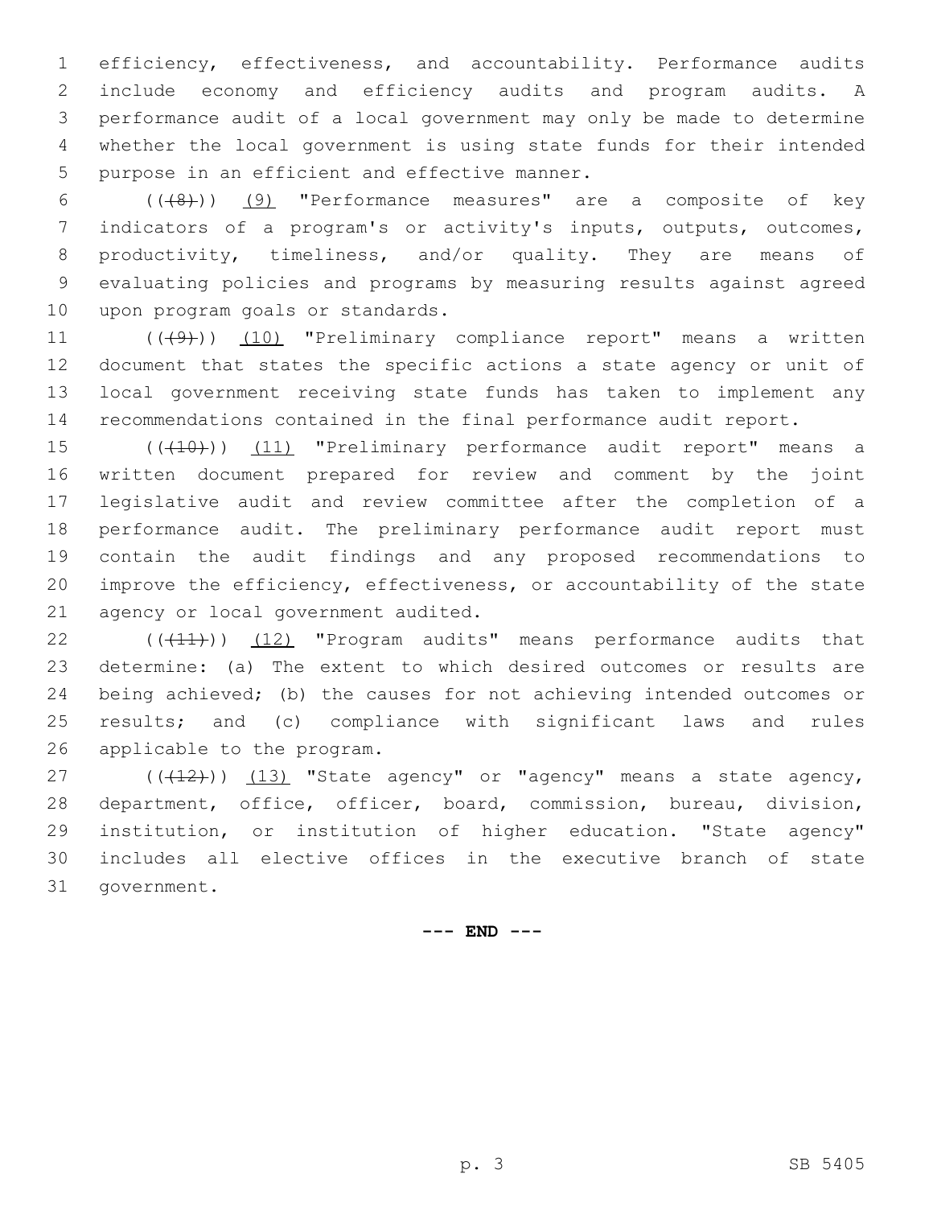efficiency, effectiveness, and accountability. Performance audits include economy and efficiency audits and program audits. A performance audit of a local government may only be made to determine whether the local government is using state funds for their intended purpose in an efficient and effective manner.

((~~(8)~~)) <u>(9)</u> "Performance measures" are a composite of key indicators of a program's or activity's inputs, outputs, outcomes, productivity, timeliness, and/or quality. They are means of evaluating policies and programs by measuring results against agreed upon program goals or standards.

((~~(9)~~)) <u>(10)</u> "Preliminary compliance report" means a written document that states the specific actions a state agency or unit of local government receiving state funds has taken to implement any recommendations contained in the final performance audit report.

((~~(10)~~)) <u>(11)</u> "Preliminary performance audit report" means a written document prepared for review and comment by the joint legislative audit and review committee after the completion of a performance audit. The preliminary performance audit report must contain the audit findings and any proposed recommendations to improve the efficiency, effectiveness, or accountability of the state agency or local government audited.

((~~(11)~~)) <u>(12)</u> "Program audits" means performance audits that determine: (a) The extent to which desired outcomes or results are being achieved; (b) the causes for not achieving intended outcomes or results; and (c) compliance with significant laws and rules applicable to the program.

((~~(12)~~)) <u>(13)</u> "State agency" or "agency" means a state agency, department, office, officer, board, commission, bureau, division, institution, or institution of higher education. "State agency" includes all elective offices in the executive branch of state government.

**--- END ---**